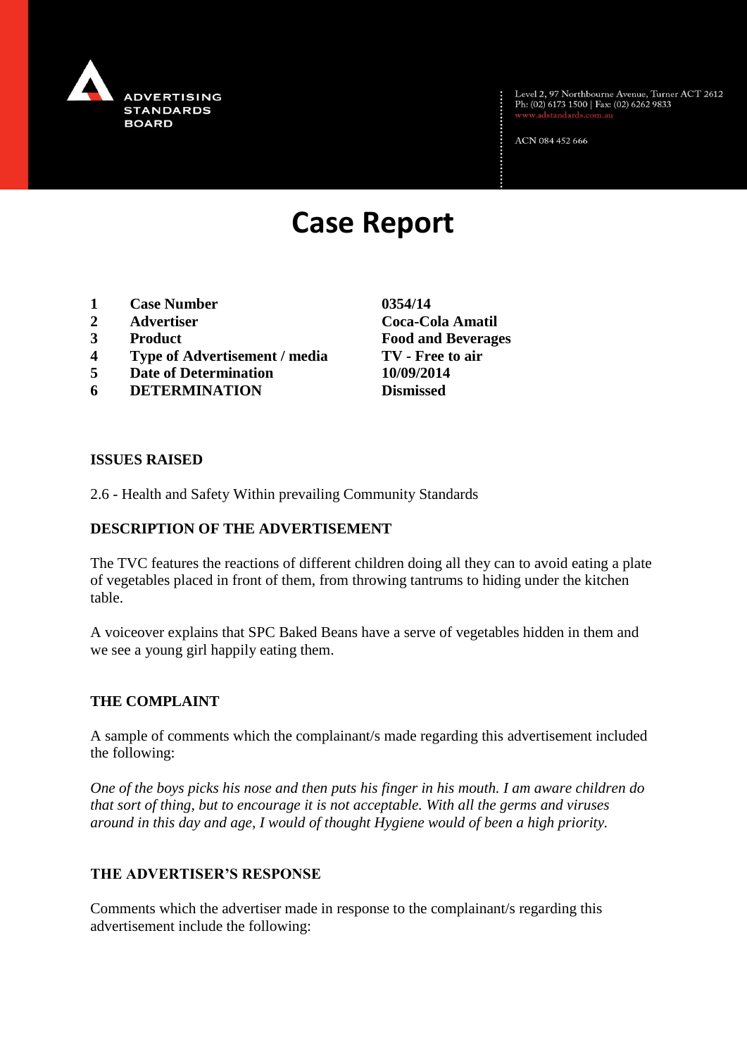ADVERTISING STANDARDS BOARD

Level 2, 97 Northbourne Avenue, Turner ACT 2612
Ph: (02) 6173 1500 | Fax: (02) 6262 9833
www.adstandards.com.au

ACN 084 452 666

# Case Report

| | | |
|---|---|---|
| **1** | **Case Number** | **0354/14** |
| **2** | **Advertiser** | **Coca-Cola Amatil** |
| **3** | **Product** | **Food and Beverages** |
| **4** | **Type of Advertisement / media** | **TV - Free to air** |
| **5** | **Date of Determination** | **10/09/2014** |
| **6** | **DETERMINATION** | **Dismissed** |

**ISSUES RAISED**

2.6 - Health and Safety Within prevailing Community Standards

**DESCRIPTION OF THE ADVERTISEMENT**

The TVC features the reactions of different children doing all they can to avoid eating a plate of vegetables placed in front of them, from throwing tantrums to hiding under the kitchen table.

A voiceover explains that SPC Baked Beans have a serve of vegetables hidden in them and we see a young girl happily eating them.

**THE COMPLAINT**

A sample of comments which the complainant/s made regarding this advertisement included the following:

*One of the boys picks his nose and then puts his finger in his mouth. I am aware children do that sort of thing, but to encourage it is not acceptable. With all the germs and viruses around in this day and age, I would of thought Hygiene would of been a high priority.*

**THE ADVERTISER'S RESPONSE**

Comments which the advertiser made in response to the complainant/s regarding this advertisement include the following: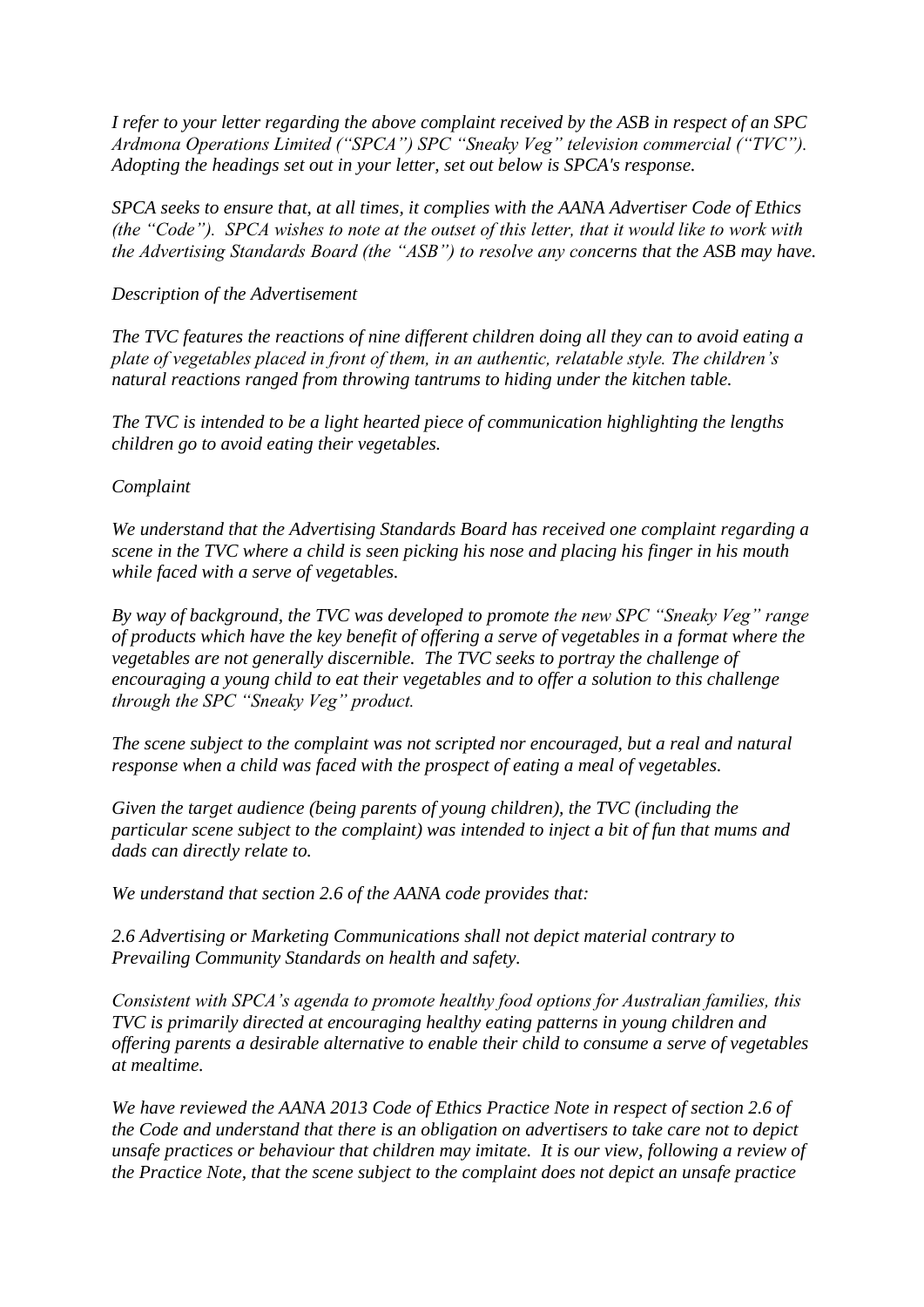*I refer to your letter regarding the above complaint received by the ASB in respect of an SPC Ardmona Operations Limited ("SPCA") SPC "Sneaky Veg" television commercial ("TVC"). Adopting the headings set out in your letter, set out below is SPCA's response.*

*SPCA seeks to ensure that, at all times, it complies with the AANA Advertiser Code of Ethics (the "Code"). SPCA wishes to note at the outset of this letter, that it would like to work with the Advertising Standards Board (the "ASB") to resolve any concerns that the ASB may have.*

*Description of the Advertisement*

*The TVC features the reactions of nine different children doing all they can to avoid eating a plate of vegetables placed in front of them, in an authentic, relatable style. The children's natural reactions ranged from throwing tantrums to hiding under the kitchen table.*

*The TVC is intended to be a light hearted piece of communication highlighting the lengths children go to avoid eating their vegetables.*

*Complaint*

*We understand that the Advertising Standards Board has received one complaint regarding a scene in the TVC where a child is seen picking his nose and placing his finger in his mouth while faced with a serve of vegetables.*

*By way of background, the TVC was developed to promote the new SPC "Sneaky Veg" range of products which have the key benefit of offering a serve of vegetables in a format where the vegetables are not generally discernible. The TVC seeks to portray the challenge of encouraging a young child to eat their vegetables and to offer a solution to this challenge through the SPC "Sneaky Veg" product.*

*The scene subject to the complaint was not scripted nor encouraged, but a real and natural response when a child was faced with the prospect of eating a meal of vegetables.*

*Given the target audience (being parents of young children), the TVC (including the particular scene subject to the complaint) was intended to inject a bit of fun that mums and dads can directly relate to.*

*We understand that section 2.6 of the AANA code provides that:*

*2.6 Advertising or Marketing Communications shall not depict material contrary to Prevailing Community Standards on health and safety.*

*Consistent with SPCA's agenda to promote healthy food options for Australian families, this TVC is primarily directed at encouraging healthy eating patterns in young children and offering parents a desirable alternative to enable their child to consume a serve of vegetables at mealtime.*

*We have reviewed the AANA 2013 Code of Ethics Practice Note in respect of section 2.6 of the Code and understand that there is an obligation on advertisers to take care not to depict unsafe practices or behaviour that children may imitate. It is our view, following a review of the Practice Note, that the scene subject to the complaint does not depict an unsafe practice*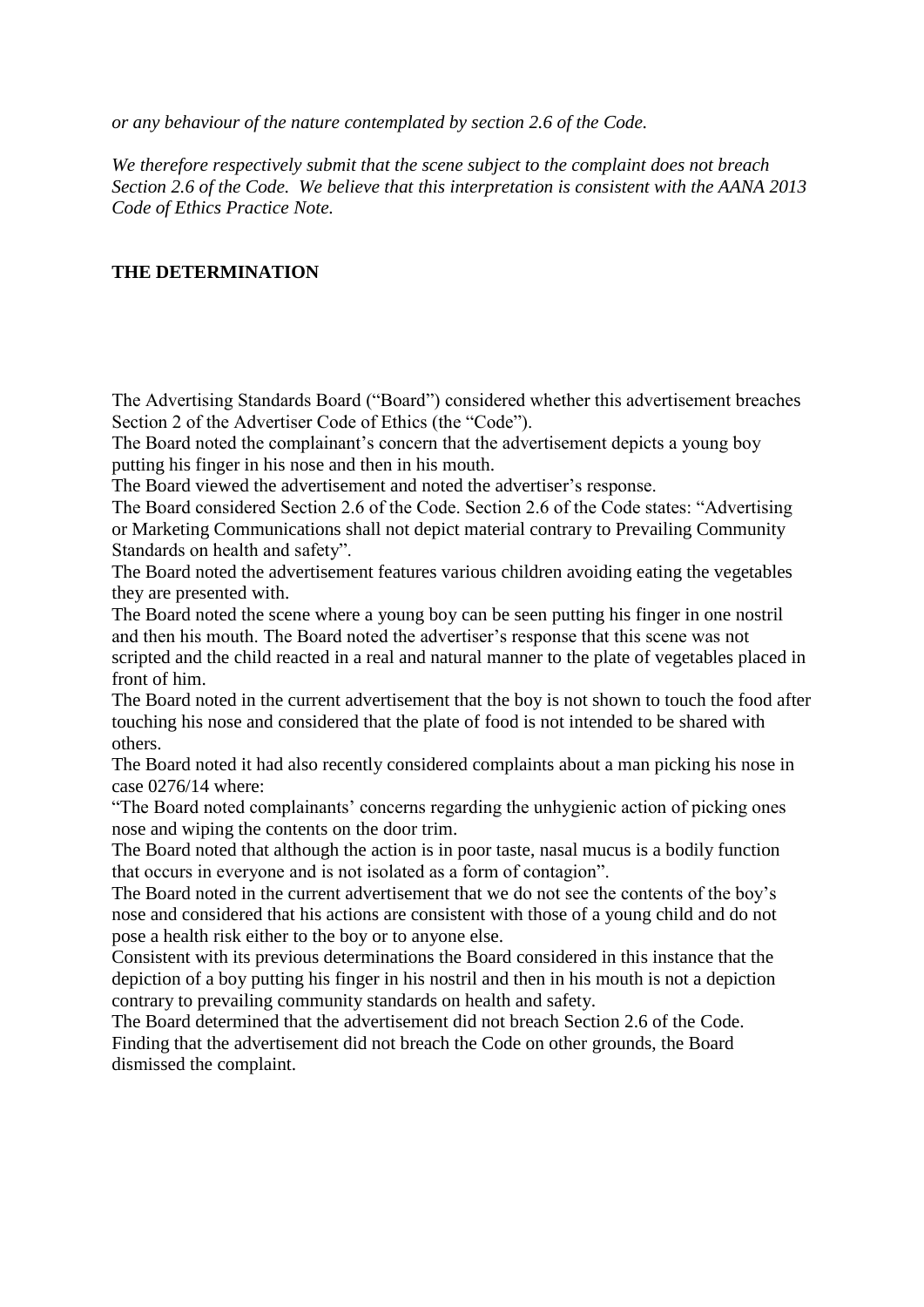*or any behaviour of the nature contemplated by section 2.6 of the Code.*

*We therefore respectively submit that the scene subject to the complaint does not breach Section 2.6 of the Code. We believe that this interpretation is consistent with the AANA 2013 Code of Ethics Practice Note.*

## THE DETERMINATION

The Advertising Standards Board ("Board") considered whether this advertisement breaches Section 2 of the Advertiser Code of Ethics (the "Code").

The Board noted the complainant's concern that the advertisement depicts a young boy putting his finger in his nose and then in his mouth.

The Board viewed the advertisement and noted the advertiser's response.

The Board considered Section 2.6 of the Code. Section 2.6 of the Code states: "Advertising or Marketing Communications shall not depict material contrary to Prevailing Community Standards on health and safety".

The Board noted the advertisement features various children avoiding eating the vegetables they are presented with.

The Board noted the scene where a young boy can be seen putting his finger in one nostril and then his mouth. The Board noted the advertiser's response that this scene was not scripted and the child reacted in a real and natural manner to the plate of vegetables placed in front of him.

The Board noted in the current advertisement that the boy is not shown to touch the food after touching his nose and considered that the plate of food is not intended to be shared with others.

The Board noted it had also recently considered complaints about a man picking his nose in case 0276/14 where:

"The Board noted complainants' concerns regarding the unhygienic action of picking ones nose and wiping the contents on the door trim.

The Board noted that although the action is in poor taste, nasal mucus is a bodily function that occurs in everyone and is not isolated as a form of contagion".

The Board noted in the current advertisement that we do not see the contents of the boy's nose and considered that his actions are consistent with those of a young child and do not pose a health risk either to the boy or to anyone else.

Consistent with its previous determinations the Board considered in this instance that the depiction of a boy putting his finger in his nostril and then in his mouth is not a depiction contrary to prevailing community standards on health and safety.

The Board determined that the advertisement did not breach Section 2.6 of the Code.

Finding that the advertisement did not breach the Code on other grounds, the Board dismissed the complaint.